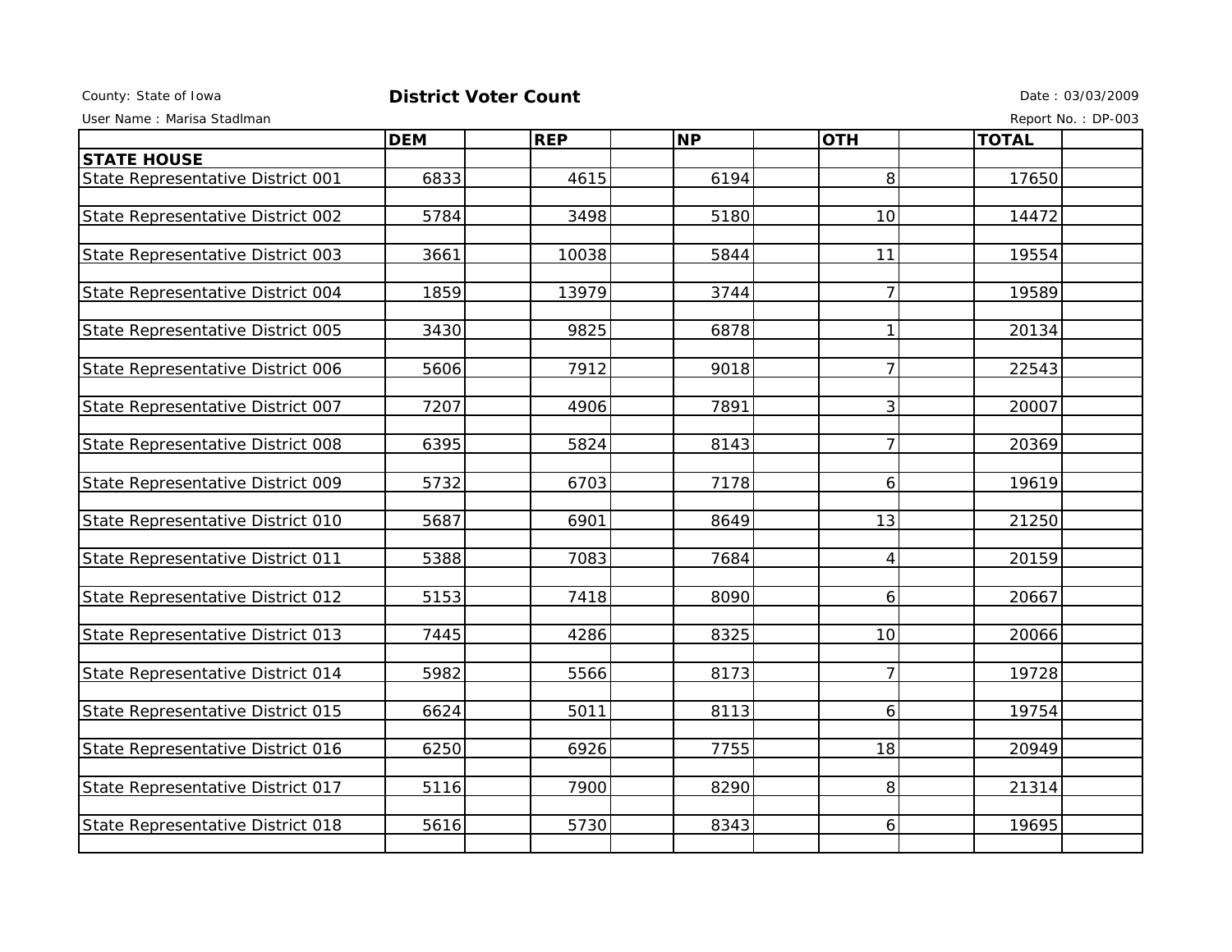County: State of Iowa

# District Voter Count

Date : 03/03/2009

User Name : Marisa Stadlman

Report No. : DP-003

| | DEM | REP | NP | OTH | TOTAL |
|---|---|---|---|---|---|
| **STATE HOUSE** | | | | | |
| State Representative District 001 | 6833 | 4615 | 6194 | 8 | 17650 |
| State Representative District 002 | 5784 | 3498 | 5180 | 10 | 14472 |
| State Representative District 003 | 3661 | 10038 | 5844 | 11 | 19554 |
| State Representative District 004 | 1859 | 13979 | 3744 | 7 | 19589 |
| State Representative District 005 | 3430 | 9825 | 6878 | 1 | 20134 |
| State Representative District 006 | 5606 | 7912 | 9018 | 7 | 22543 |
| State Representative District 007 | 7207 | 4906 | 7891 | 3 | 20007 |
| State Representative District 008 | 6395 | 5824 | 8143 | 7 | 20369 |
| State Representative District 009 | 5732 | 6703 | 7178 | 6 | 19619 |
| State Representative District 010 | 5687 | 6901 | 8649 | 13 | 21250 |
| State Representative District 011 | 5388 | 7083 | 7684 | 4 | 20159 |
| State Representative District 012 | 5153 | 7418 | 8090 | 6 | 20667 |
| State Representative District 013 | 7445 | 4286 | 8325 | 10 | 20066 |
| State Representative District 014 | 5982 | 5566 | 8173 | 7 | 19728 |
| State Representative District 015 | 6624 | 5011 | 8113 | 6 | 19754 |
| State Representative District 016 | 6250 | 6926 | 7755 | 18 | 20949 |
| State Representative District 017 | 5116 | 7900 | 8290 | 8 | 21314 |
| State Representative District 018 | 5616 | 5730 | 8343 | 6 | 19695 |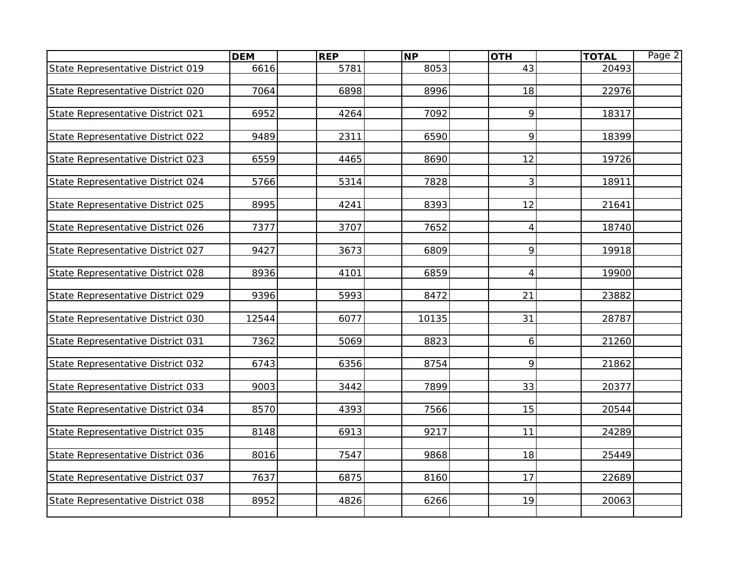| | DEM | REP | NP | OTH | TOTAL |
|---|---|---|---|---|---|
| State Representative District 019 | 6616 | 5781 | 8053 | 43 | 20493 |
| State Representative District 020 | 7064 | 6898 | 8996 | 18 | 22976 |
| State Representative District 021 | 6952 | 4264 | 7092 | 9 | 18317 |
| State Representative District 022 | 9489 | 2311 | 6590 | 9 | 18399 |
| State Representative District 023 | 6559 | 4465 | 8690 | 12 | 19726 |
| State Representative District 024 | 5766 | 5314 | 7828 | 3 | 18911 |
| State Representative District 025 | 8995 | 4241 | 8393 | 12 | 21641 |
| State Representative District 026 | 7377 | 3707 | 7652 | 4 | 18740 |
| State Representative District 027 | 9427 | 3673 | 6809 | 9 | 19918 |
| State Representative District 028 | 8936 | 4101 | 6859 | 4 | 19900 |
| State Representative District 029 | 9396 | 5993 | 8472 | 21 | 23882 |
| State Representative District 030 | 12544 | 6077 | 10135 | 31 | 28787 |
| State Representative District 031 | 7362 | 5069 | 8823 | 6 | 21260 |
| State Representative District 032 | 6743 | 6356 | 8754 | 9 | 21862 |
| State Representative District 033 | 9003 | 3442 | 7899 | 33 | 20377 |
| State Representative District 034 | 8570 | 4393 | 7566 | 15 | 20544 |
| State Representative District 035 | 8148 | 6913 | 9217 | 11 | 24289 |
| State Representative District 036 | 8016 | 7547 | 9868 | 18 | 25449 |
| State Representative District 037 | 7637 | 6875 | 8160 | 17 | 22689 |
| State Representative District 038 | 8952 | 4826 | 6266 | 19 | 20063 |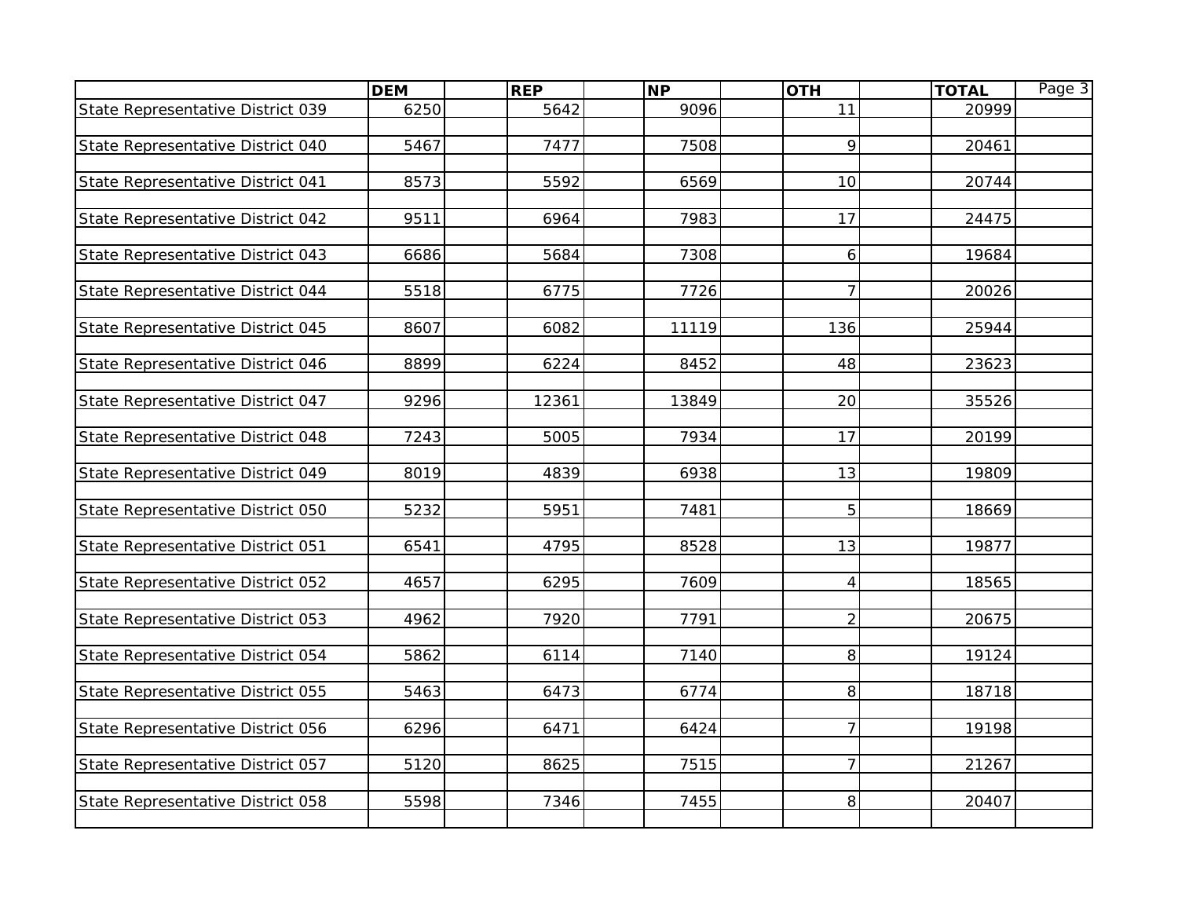| | DEM | REP | NP | OTH | TOTAL |
|---|---|---|---|---|---|
| State Representative District 039 | 6250 | 5642 | 9096 | 11 | 20999 |
| State Representative District 040 | 5467 | 7477 | 7508 | 9 | 20461 |
| State Representative District 041 | 8573 | 5592 | 6569 | 10 | 20744 |
| State Representative District 042 | 9511 | 6964 | 7983 | 17 | 24475 |
| State Representative District 043 | 6686 | 5684 | 7308 | 6 | 19684 |
| State Representative District 044 | 5518 | 6775 | 7726 | 7 | 20026 |
| State Representative District 045 | 8607 | 6082 | 11119 | 136 | 25944 |
| State Representative District 046 | 8899 | 6224 | 8452 | 48 | 23623 |
| State Representative District 047 | 9296 | 12361 | 13849 | 20 | 35526 |
| State Representative District 048 | 7243 | 5005 | 7934 | 17 | 20199 |
| State Representative District 049 | 8019 | 4839 | 6938 | 13 | 19809 |
| State Representative District 050 | 5232 | 5951 | 7481 | 5 | 18669 |
| State Representative District 051 | 6541 | 4795 | 8528 | 13 | 19877 |
| State Representative District 052 | 4657 | 6295 | 7609 | 4 | 18565 |
| State Representative District 053 | 4962 | 7920 | 7791 | 2 | 20675 |
| State Representative District 054 | 5862 | 6114 | 7140 | 8 | 19124 |
| State Representative District 055 | 5463 | 6473 | 6774 | 8 | 18718 |
| State Representative District 056 | 6296 | 6471 | 6424 | 7 | 19198 |
| State Representative District 057 | 5120 | 8625 | 7515 | 7 | 21267 |
| State Representative District 058 | 5598 | 7346 | 7455 | 8 | 20407 |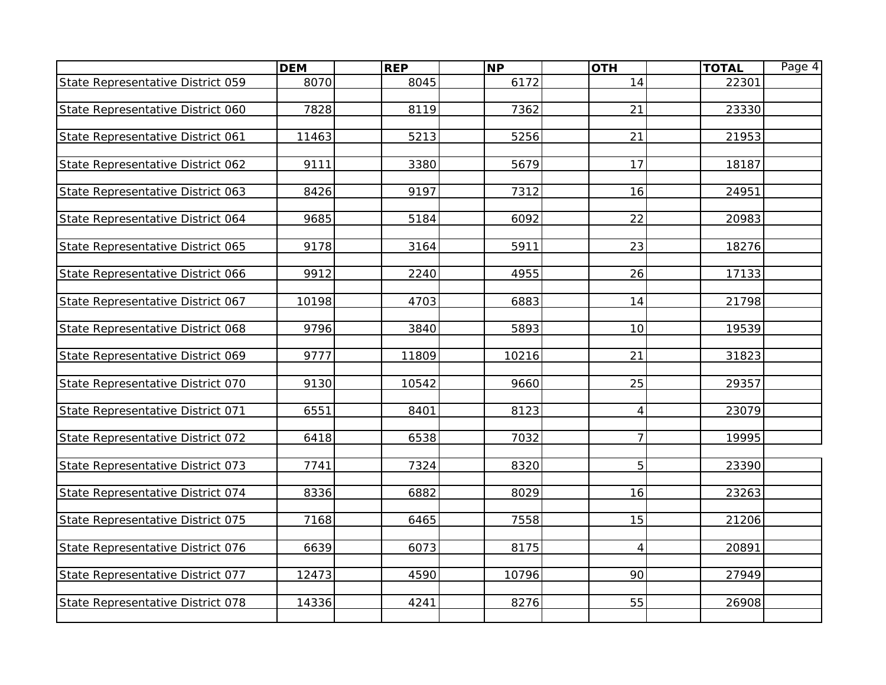| | DEM | REP | NP | OTH | TOTAL |
|---|---|---|---|---|---|
| State Representative District 059 | 8070 | 8045 | 6172 | 14 | 22301 |
| State Representative District 060 | 7828 | 8119 | 7362 | 21 | 23330 |
| State Representative District 061 | 11463 | 5213 | 5256 | 21 | 21953 |
| State Representative District 062 | 9111 | 3380 | 5679 | 17 | 18187 |
| State Representative District 063 | 8426 | 9197 | 7312 | 16 | 24951 |
| State Representative District 064 | 9685 | 5184 | 6092 | 22 | 20983 |
| State Representative District 065 | 9178 | 3164 | 5911 | 23 | 18276 |
| State Representative District 066 | 9912 | 2240 | 4955 | 26 | 17133 |
| State Representative District 067 | 10198 | 4703 | 6883 | 14 | 21798 |
| State Representative District 068 | 9796 | 3840 | 5893 | 10 | 19539 |
| State Representative District 069 | 9777 | 11809 | 10216 | 21 | 31823 |
| State Representative District 070 | 9130 | 10542 | 9660 | 25 | 29357 |
| State Representative District 071 | 6551 | 8401 | 8123 | 4 | 23079 |
| State Representative District 072 | 6418 | 6538 | 7032 | 7 | 19995 |
| State Representative District 073 | 7741 | 7324 | 8320 | 5 | 23390 |
| State Representative District 074 | 8336 | 6882 | 8029 | 16 | 23263 |
| State Representative District 075 | 7168 | 6465 | 7558 | 15 | 21206 |
| State Representative District 076 | 6639 | 6073 | 8175 | 4 | 20891 |
| State Representative District 077 | 12473 | 4590 | 10796 | 90 | 27949 |
| State Representative District 078 | 14336 | 4241 | 8276 | 55 | 26908 |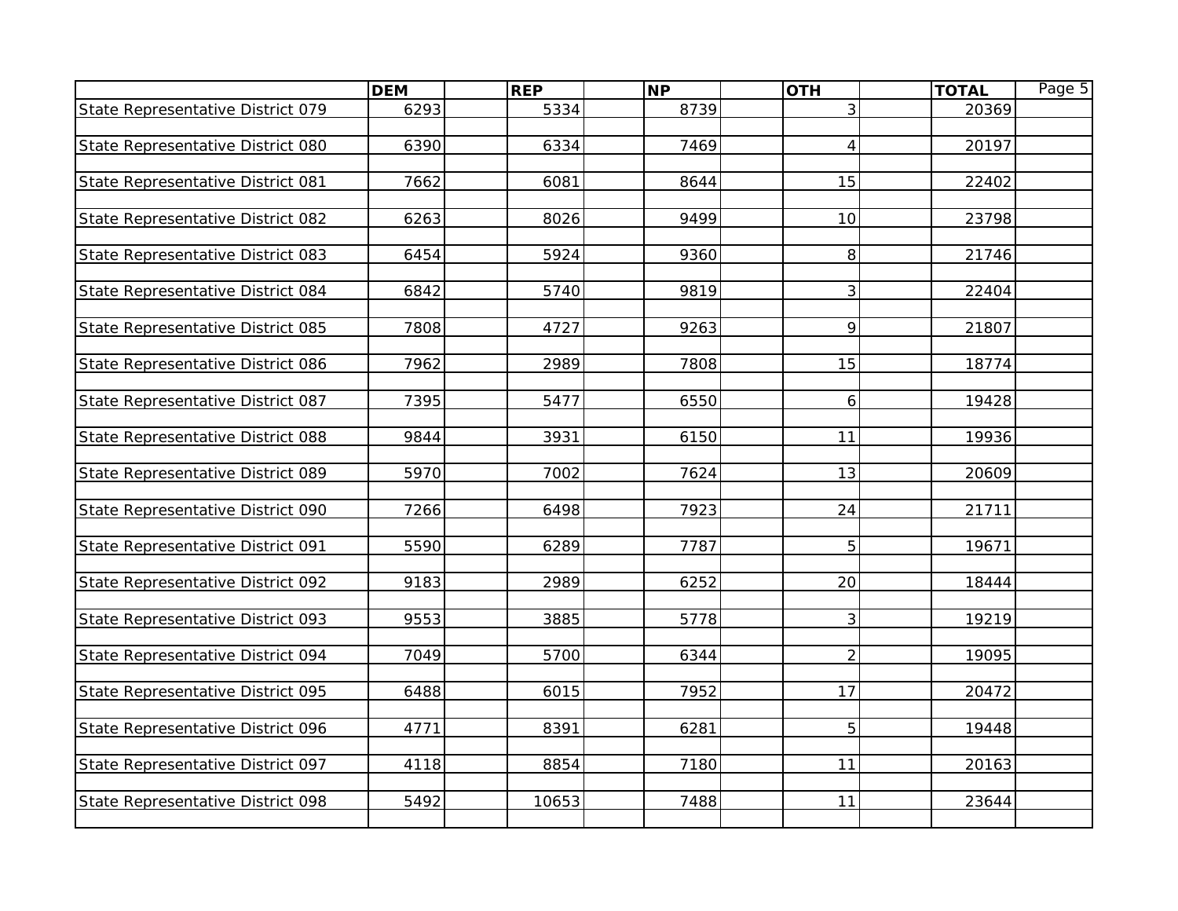| | DEM | REP | NP | OTH | TOTAL |
|---|---|---|---|---|---|
| State Representative District 079 | 6293 | 5334 | 8739 | 3 | 20369 |
| State Representative District 080 | 6390 | 6334 | 7469 | 4 | 20197 |
| State Representative District 081 | 7662 | 6081 | 8644 | 15 | 22402 |
| State Representative District 082 | 6263 | 8026 | 9499 | 10 | 23798 |
| State Representative District 083 | 6454 | 5924 | 9360 | 8 | 21746 |
| State Representative District 084 | 6842 | 5740 | 9819 | 3 | 22404 |
| State Representative District 085 | 7808 | 4727 | 9263 | 9 | 21807 |
| State Representative District 086 | 7962 | 2989 | 7808 | 15 | 18774 |
| State Representative District 087 | 7395 | 5477 | 6550 | 6 | 19428 |
| State Representative District 088 | 9844 | 3931 | 6150 | 11 | 19936 |
| State Representative District 089 | 5970 | 7002 | 7624 | 13 | 20609 |
| State Representative District 090 | 7266 | 6498 | 7923 | 24 | 21711 |
| State Representative District 091 | 5590 | 6289 | 7787 | 5 | 19671 |
| State Representative District 092 | 9183 | 2989 | 6252 | 20 | 18444 |
| State Representative District 093 | 9553 | 3885 | 5778 | 3 | 19219 |
| State Representative District 094 | 7049 | 5700 | 6344 | 2 | 19095 |
| State Representative District 095 | 6488 | 6015 | 7952 | 17 | 20472 |
| State Representative District 096 | 4771 | 8391 | 6281 | 5 | 19448 |
| State Representative District 097 | 4118 | 8854 | 7180 | 11 | 20163 |
| State Representative District 098 | 5492 | 10653 | 7488 | 11 | 23644 |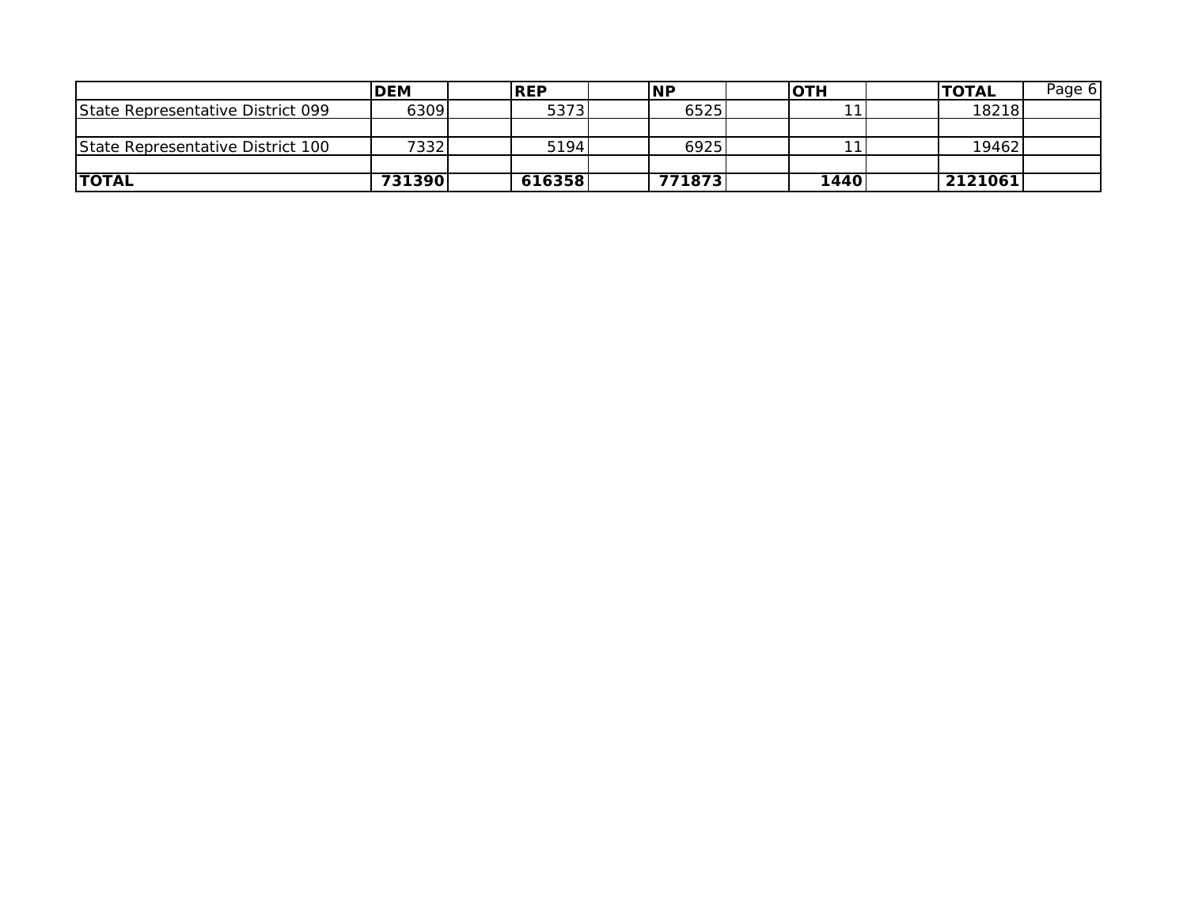| | DEM | | REP | | NP | | OTH | | TOTAL | |
|---|---|---|---|---|---|---|---|---|---|---|
| State Representative District 099 | 6309 | | 5373 | | 6525 | | 11 | | 18218 | |
| | | | | | | | | | | |
| State Representative District 100 | 7332 | | 5194 | | 6925 | | 11 | | 19462 | |
| | | | | | | | | | | |
| **TOTAL** | **731390** | | **616358** | | **771873** | | **1440** | | **2121061** | |